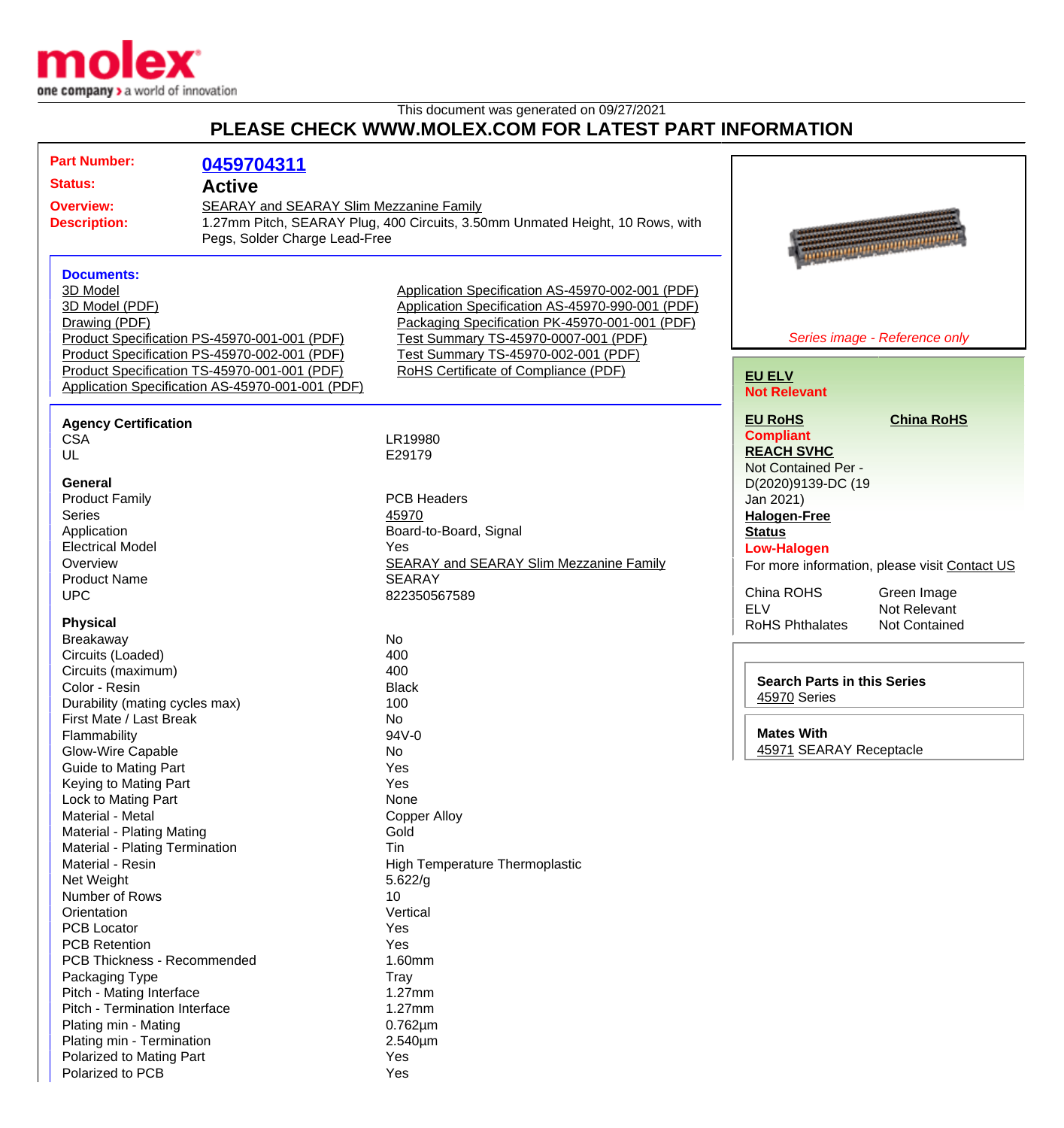This document was generated on 09/27/2021

# PLEASE CHECK WWW.MOLEX.COM FOR LATEST PART INFORMATION

**Part Number:** 0459704311

**Status:** **Active**

**Overview:** SEARAY and SEARAY Slim Mezzanine Family

**Description:** 1.27mm Pitch, SEARAY Plug, 400 Circuits, 3.50mm Unmated Height, 10 Rows, with Pegs, Solder Charge Lead-Free

### Documents:

- 3D Model
- 3D Model (PDF)
- Drawing (PDF)
- Product Specification PS-45970-001-001 (PDF)
- Product Specification PS-45970-002-001 (PDF)
- Product Specification TS-45970-001-001 (PDF)
- Application Specification AS-45970-001-001 (PDF)
- Application Specification AS-45970-002-001 (PDF)
- Application Specification AS-45970-990-001 (PDF)
- Packaging Specification PK-45970-001-001 (PDF)
- Test Summary TS-45970-0007-001 (PDF)
- Test Summary TS-45970-002-001 (PDF)
- RoHS Certificate of Compliance (PDF)

*Series image - Reference only*

**EU ELV**
**Not Relevant**

**EU RoHS** **Compliant**

**China RoHS**

**REACH SVHC**
Not Contained Per - D(2020)9139-DC (19 Jan 2021)

**Halogen-Free Status**
**Low-Halogen**

For more information, please visit Contact US

| | |
|---|---|
| China ROHS | Green Image |
| ELV | Not Relevant |
| RoHS Phthalates | Not Contained |

**Search Parts in this Series**
45970 Series

**Mates With**
45971 SEARAY Receptacle

### Agency Certification

| | |
|---|---|
| CSA | LR19980 |
| UL | E29179 |

### General

| | |
|---|---|
| Product Family | PCB Headers |
| Series | 45970 |
| Application | Board-to-Board, Signal |
| Electrical Model | Yes |
| Overview | SEARAY and SEARAY Slim Mezzanine Family |
| Product Name | SEARAY |
| UPC | 822350567589 |

### Physical

| | |
|---|---|
| Breakaway | No |
| Circuits (Loaded) | 400 |
| Circuits (maximum) | 400 |
| Color - Resin | Black |
| Durability (mating cycles max) | 100 |
| First Mate / Last Break | No |
| Flammability | 94V-0 |
| Glow-Wire Capable | No |
| Guide to Mating Part | Yes |
| Keying to Mating Part | Yes |
| Lock to Mating Part | None |
| Material - Metal | Copper Alloy |
| Material - Plating Mating | Gold |
| Material - Plating Termination | Tin |
| Material - Resin | High Temperature Thermoplastic |
| Net Weight | 5.622/g |
| Number of Rows | 10 |
| Orientation | Vertical |
| PCB Locator | Yes |
| PCB Retention | Yes |
| PCB Thickness - Recommended | 1.60mm |
| Packaging Type | Tray |
| Pitch - Mating Interface | 1.27mm |
| Pitch - Termination Interface | 1.27mm |
| Plating min - Mating | 0.762µm |
| Plating min - Termination | 2.540µm |
| Polarized to Mating Part | Yes |
| Polarized to PCB | Yes |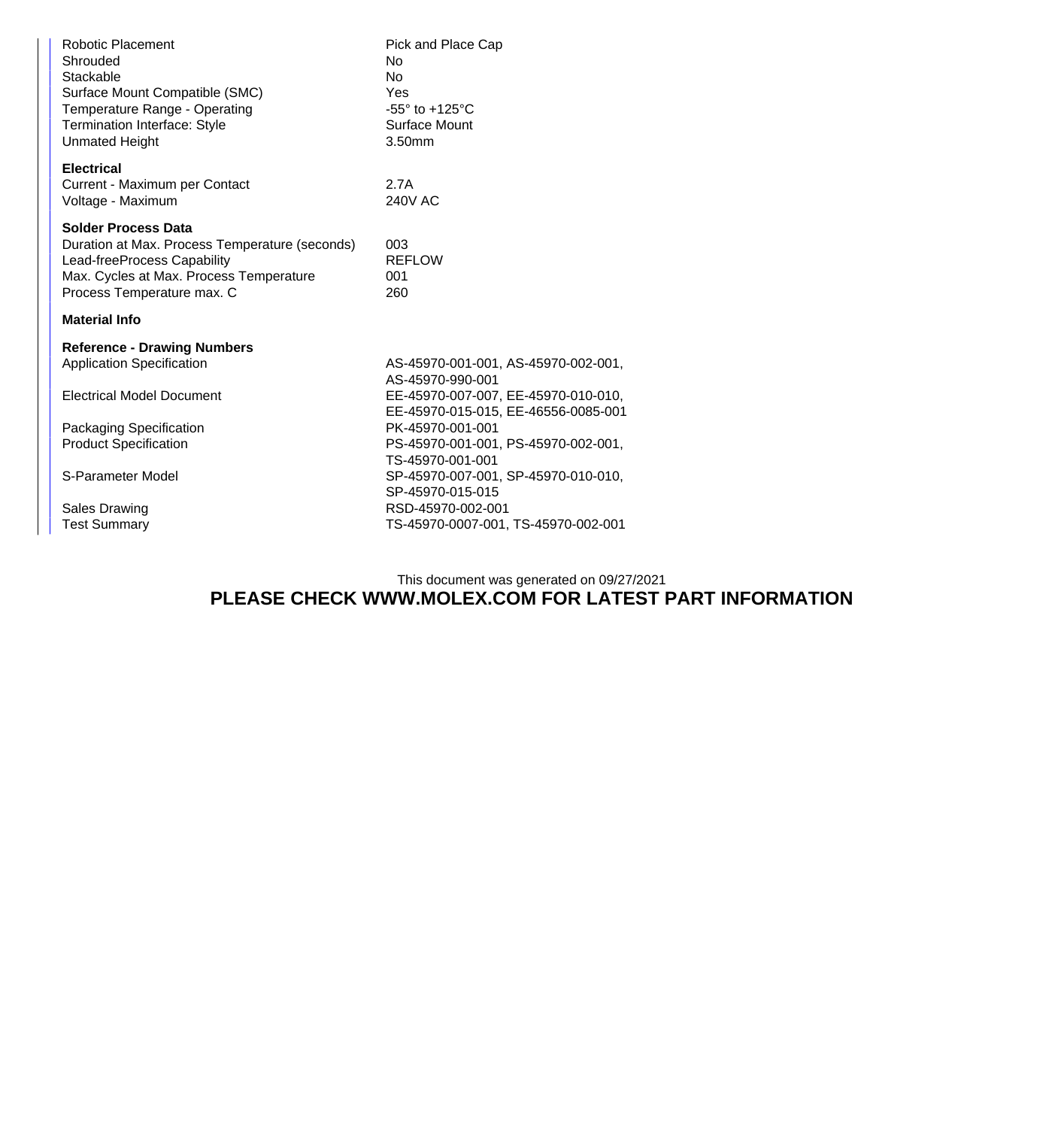| | |
|---|---|
| Robotic Placement | Pick and Place Cap |
| Shrouded | No |
| Stackable | No |
| Surface Mount Compatible (SMC) | Yes |
| Temperature Range - Operating | -55° to +125°C |
| Termination Interface: Style | Surface Mount |
| Unmated Height | 3.50mm |

**Electrical**

| | |
|---|---|
| Current - Maximum per Contact | 2.7A |
| Voltage - Maximum | 240V AC |

**Solder Process Data**

| | |
|---|---|
| Duration at Max. Process Temperature (seconds) | 003 |
| Lead-freeProcess Capability | REFLOW |
| Max. Cycles at Max. Process Temperature | 001 |
| Process Temperature max. C | 260 |

**Material Info**

**Reference - Drawing Numbers**

| | |
|---|---|
| Application Specification | AS-45970-001-001, AS-45970-002-001, AS-45970-990-001 |
| Electrical Model Document | EE-45970-007-007, EE-45970-010-010, EE-45970-015-015, EE-46556-0085-001 |
| Packaging Specification | PK-45970-001-001 |
| Product Specification | PS-45970-001-001, PS-45970-002-001, TS-45970-001-001 |
| S-Parameter Model | SP-45970-007-001, SP-45970-010-010, SP-45970-015-015 |
| Sales Drawing | RSD-45970-002-001 |
| Test Summary | TS-45970-0007-001, TS-45970-002-001 |

This document was generated on 09/27/2021

**PLEASE CHECK WWW.MOLEX.COM FOR LATEST PART INFORMATION**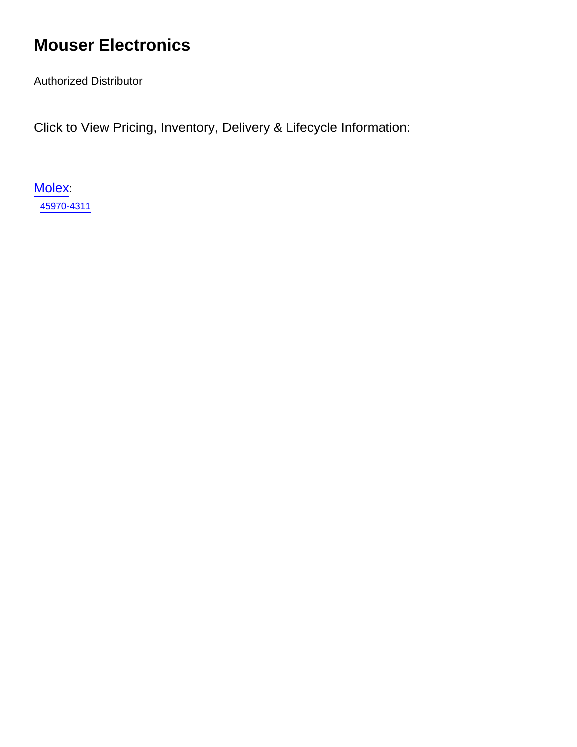# Mouser Electronics

Authorized Distributor

Click to View Pricing, Inventory, Delivery & Lifecycle Information:

Molex:

45970-4311